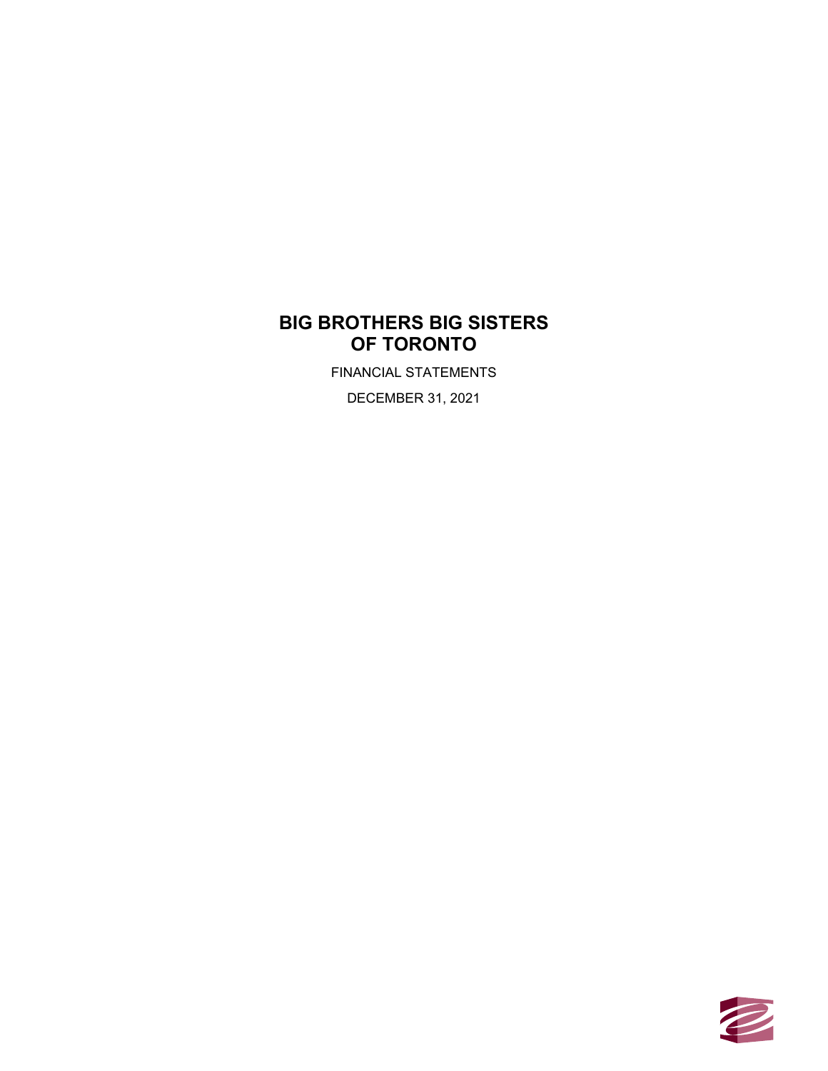# BIG BROTHERS BIG SISTERS OF TORONTO

FINANCIAL STATEMENTS

DECEMBER 31, 2021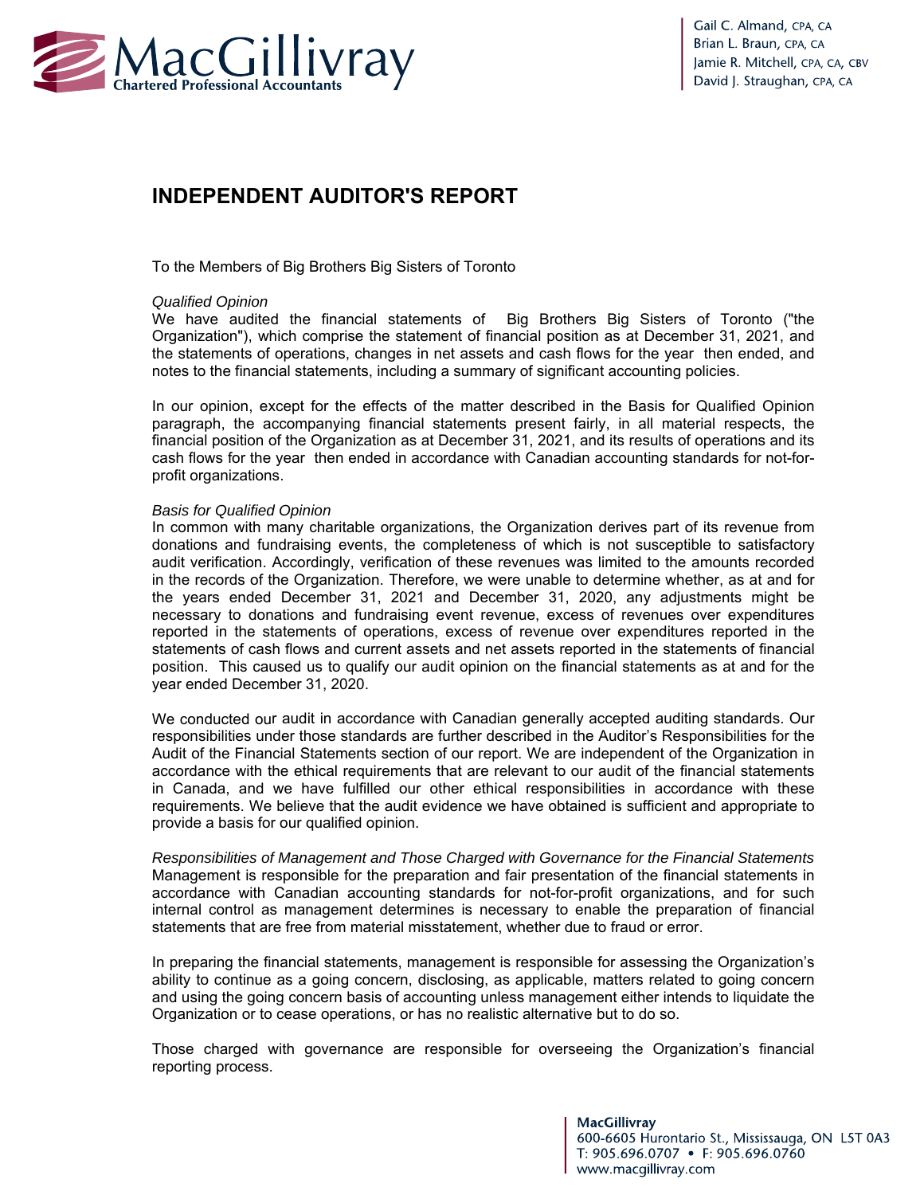# INDEPENDENT AUDITOR'S REPORT

To the Members of Big Brothers Big Sisters of Toronto

*Qualified Opinion*

We have audited the financial statements of Big Brothers Big Sisters of Toronto ("the Organization"), which comprise the statement of financial position as at December 31, 2021, and the statements of operations, changes in net assets and cash flows for the year then ended, and notes to the financial statements, including a summary of significant accounting policies.

In our opinion, except for the effects of the matter described in the Basis for Qualified Opinion paragraph, the accompanying financial statements present fairly, in all material respects, the financial position of the Organization as at December 31, 2021, and its results of operations and its cash flows for the year then ended in accordance with Canadian accounting standards for not-for-profit organizations.

*Basis for Qualified Opinion*

In common with many charitable organizations, the Organization derives part of its revenue from donations and fundraising events, the completeness of which is not susceptible to satisfactory audit verification. Accordingly, verification of these revenues was limited to the amounts recorded in the records of the Organization. Therefore, we were unable to determine whether, as at and for the years ended December 31, 2021 and December 31, 2020, any adjustments might be necessary to donations and fundraising event revenue, excess of revenues over expenditures reported in the statements of operations, excess of revenue over expenditures reported in the statements of cash flows and current assets and net assets reported in the statements of financial position. This caused us to qualify our audit opinion on the financial statements as at and for the year ended December 31, 2020.

We conducted our audit in accordance with Canadian generally accepted auditing standards. Our responsibilities under those standards are further described in the Auditor's Responsibilities for the Audit of the Financial Statements section of our report. We are independent of the Organization in accordance with the ethical requirements that are relevant to our audit of the financial statements in Canada, and we have fulfilled our other ethical responsibilities in accordance with these requirements. We believe that the audit evidence we have obtained is sufficient and appropriate to provide a basis for our qualified opinion.

*Responsibilities of Management and Those Charged with Governance for the Financial Statements*

Management is responsible for the preparation and fair presentation of the financial statements in accordance with Canadian accounting standards for not-for-profit organizations, and for such internal control as management determines is necessary to enable the preparation of financial statements that are free from material misstatement, whether due to fraud or error.

In preparing the financial statements, management is responsible for assessing the Organization's ability to continue as a going concern, disclosing, as applicable, matters related to going concern and using the going concern basis of accounting unless management either intends to liquidate the Organization or to cease operations, or has no realistic alternative but to do so.

Those charged with governance are responsible for overseeing the Organization's financial reporting process.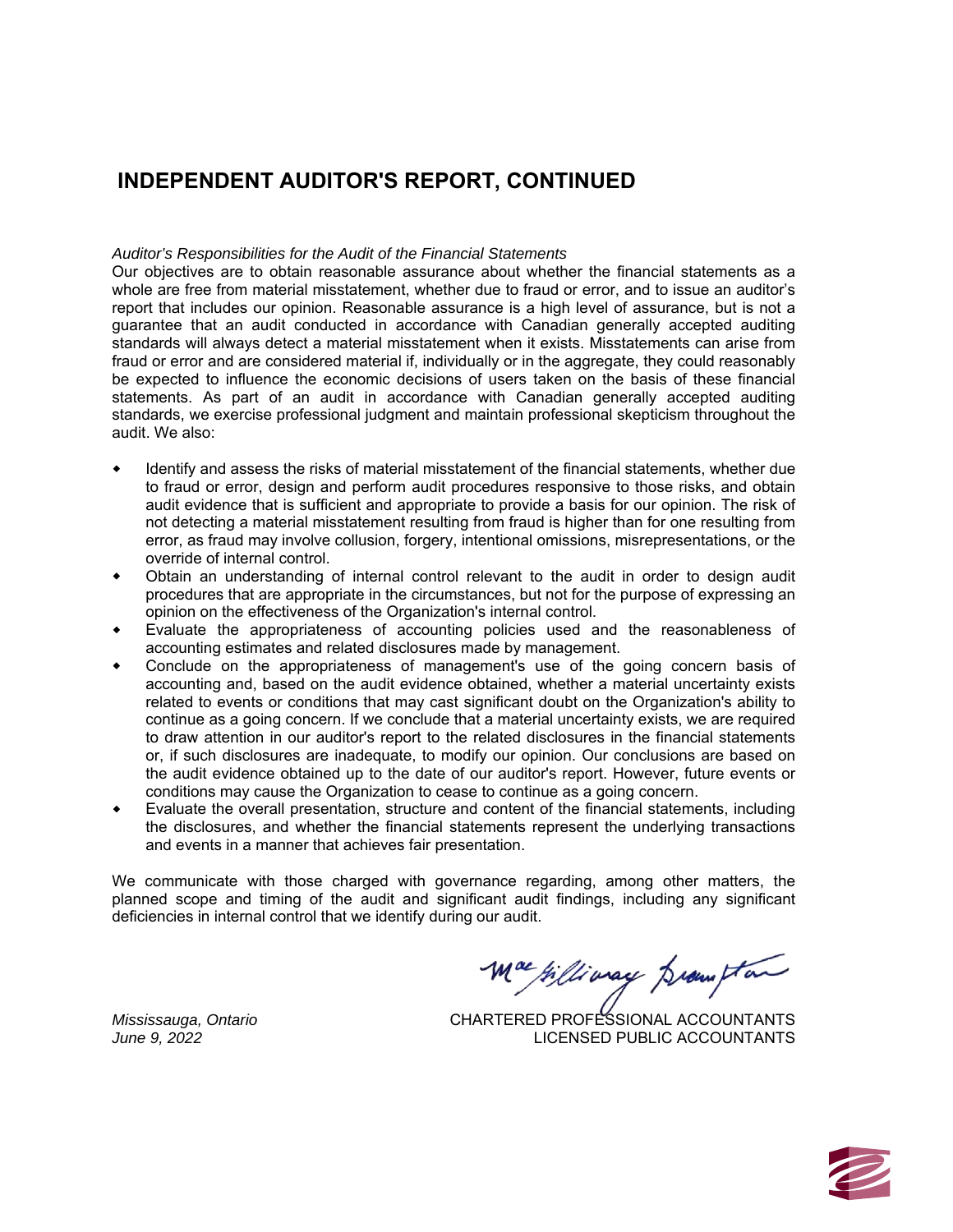# INDEPENDENT AUDITOR'S REPORT, CONTINUED

*Auditor's Responsibilities for the Audit of the Financial Statements*

Our objectives are to obtain reasonable assurance about whether the financial statements as a whole are free from material misstatement, whether due to fraud or error, and to issue an auditor's report that includes our opinion. Reasonable assurance is a high level of assurance, but is not a guarantee that an audit conducted in accordance with Canadian generally accepted auditing standards will always detect a material misstatement when it exists. Misstatements can arise from fraud or error and are considered material if, individually or in the aggregate, they could reasonably be expected to influence the economic decisions of users taken on the basis of these financial statements. As part of an audit in accordance with Canadian generally accepted auditing standards, we exercise professional judgment and maintain professional skepticism throughout the audit. We also:

- Identify and assess the risks of material misstatement of the financial statements, whether due to fraud or error, design and perform audit procedures responsive to those risks, and obtain audit evidence that is sufficient and appropriate to provide a basis for our opinion. The risk of not detecting a material misstatement resulting from fraud is higher than for one resulting from error, as fraud may involve collusion, forgery, intentional omissions, misrepresentations, or the override of internal control.
- Obtain an understanding of internal control relevant to the audit in order to design audit procedures that are appropriate in the circumstances, but not for the purpose of expressing an opinion on the effectiveness of the Organization's internal control.
- Evaluate the appropriateness of accounting policies used and the reasonableness of accounting estimates and related disclosures made by management.
- Conclude on the appropriateness of management's use of the going concern basis of accounting and, based on the audit evidence obtained, whether a material uncertainty exists related to events or conditions that may cast significant doubt on the Organization's ability to continue as a going concern. If we conclude that a material uncertainty exists, we are required to draw attention in our auditor's report to the related disclosures in the financial statements or, if such disclosures are inadequate, to modify our opinion. Our conclusions are based on the audit evidence obtained up to the date of our auditor's report. However, future events or conditions may cause the Organization to cease to continue as a going concern.
- Evaluate the overall presentation, structure and content of the financial statements, including the disclosures, and whether the financial statements represent the underlying transactions and events in a manner that achieves fair presentation.

We communicate with those charged with governance regarding, among other matters, the planned scope and timing of the audit and significant audit findings, including any significant deficiencies in internal control that we identify during our audit.

MacGillivray Brampton

CHARTERED PROFESSIONAL ACCOUNTANTS
LICENSED PUBLIC ACCOUNTANTS

*Mississauga, Ontario*
*June 9, 2022*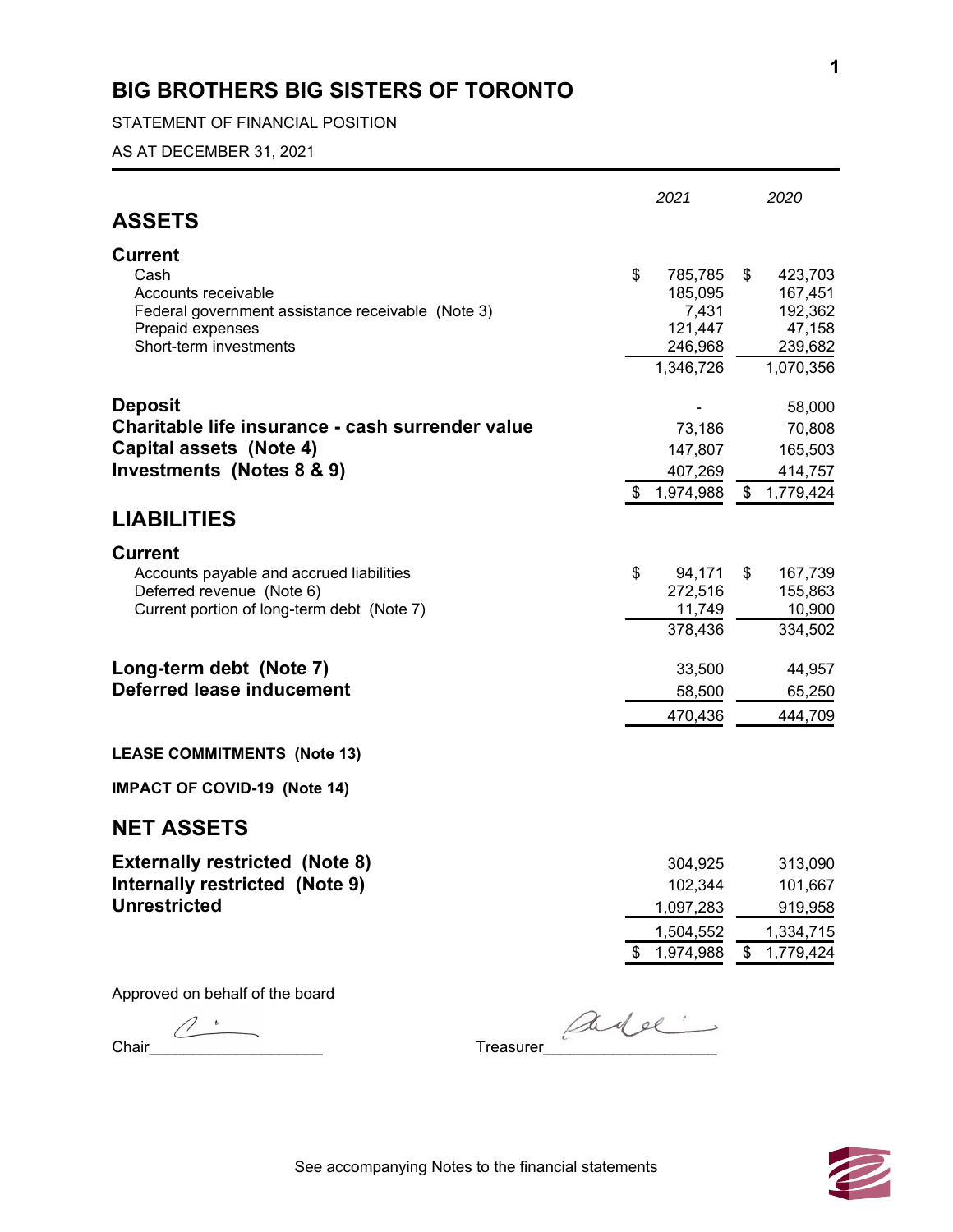# BIG BROTHERS BIG SISTERS OF TORONTO

STATEMENT OF FINANCIAL POSITION

AS AT DECEMBER 31, 2021

| | 2021 | 2020 |
|---|---|---|
| **ASSETS** | | |
| **Current** | | |
| Cash | $ 785,785 | $ 423,703 |
| Accounts receivable | 185,095 | 167,451 |
| Federal government assistance receivable (Note 3) | 7,431 | 192,362 |
| Prepaid expenses | 121,447 | 47,158 |
| Short-term investments | 246,968 | 239,682 |
| | 1,346,726 | 1,070,356 |
| **Deposit** | - | 58,000 |
| **Charitable life insurance - cash surrender value** | 73,186 | 70,808 |
| **Capital assets (Note 4)** | 147,807 | 165,503 |
| **Investments (Notes 8 & 9)** | 407,269 | 414,757 |
| | $ 1,974,988 | $ 1,779,424 |
| **LIABILITIES** | | |
| **Current** | | |
| Accounts payable and accrued liabilities | $ 94,171 | $ 167,739 |
| Deferred revenue (Note 6) | 272,516 | 155,863 |
| Current portion of long-term debt (Note 7) | 11,749 | 10,900 |
| | 378,436 | 334,502 |
| **Long-term debt (Note 7)** | 33,500 | 44,957 |
| **Deferred lease inducement** | 58,500 | 65,250 |
| | 470,436 | 444,709 |
| **LEASE COMMITMENTS (Note 13)** | | |
| **IMPACT OF COVID-19 (Note 14)** | | |
| **NET ASSETS** | | |
| **Externally restricted (Note 8)** | 304,925 | 313,090 |
| **Internally restricted (Note 9)** | 102,344 | 101,667 |
| **Unrestricted** | 1,097,283 | 919,958 |
| | 1,504,552 | 1,334,715 |
| | $ 1,974,988 | $ 1,779,424 |

Approved on behalf of the board

Chair____________________ Treasurer____________________

See accompanying Notes to the financial statements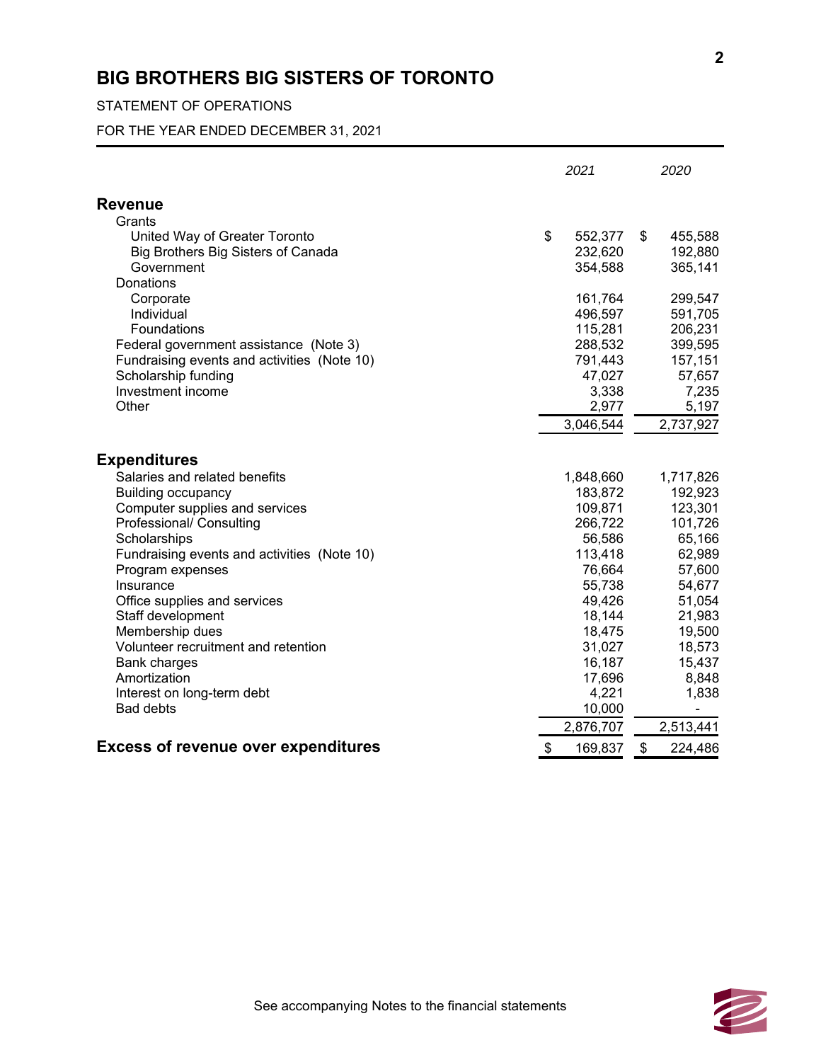# BIG BROTHERS BIG SISTERS OF TORONTO

STATEMENT OF OPERATIONS

FOR THE YEAR ENDED DECEMBER 31, 2021

| | *2021* | *2020* |
|---|---|---|
| **Revenue** | | |
| Grants | | |
| United Way of Greater Toronto | $ 552,377 | $ 455,588 |
| Big Brothers Big Sisters of Canada | 232,620 | 192,880 |
| Government | 354,588 | 365,141 |
| Donations | | |
| Corporate | 161,764 | 299,547 |
| Individual | 496,597 | 591,705 |
| Foundations | 115,281 | 206,231 |
| Federal government assistance (Note 3) | 288,532 | 399,595 |
| Fundraising events and activities (Note 10) | 791,443 | 157,151 |
| Scholarship funding | 47,027 | 57,657 |
| Investment income | 3,338 | 7,235 |
| Other | 2,977 | 5,197 |
| | 3,046,544 | 2,737,927 |
| **Expenditures** | | |
| Salaries and related benefits | 1,848,660 | 1,717,826 |
| Building occupancy | 183,872 | 192,923 |
| Computer supplies and services | 109,871 | 123,301 |
| Professional/ Consulting | 266,722 | 101,726 |
| Scholarships | 56,586 | 65,166 |
| Fundraising events and activities (Note 10) | 113,418 | 62,989 |
| Program expenses | 76,664 | 57,600 |
| Insurance | 55,738 | 54,677 |
| Office supplies and services | 49,426 | 51,054 |
| Staff development | 18,144 | 21,983 |
| Membership dues | 18,475 | 19,500 |
| Volunteer recruitment and retention | 31,027 | 18,573 |
| Bank charges | 16,187 | 15,437 |
| Amortization | 17,696 | 8,848 |
| Interest on long-term debt | 4,221 | 1,838 |
| Bad debts | 10,000 | - |
| | 2,876,707 | 2,513,441 |
| **Excess of revenue over expenditures** | $ 169,837 | $ 224,486 |

See accompanying Notes to the financial statements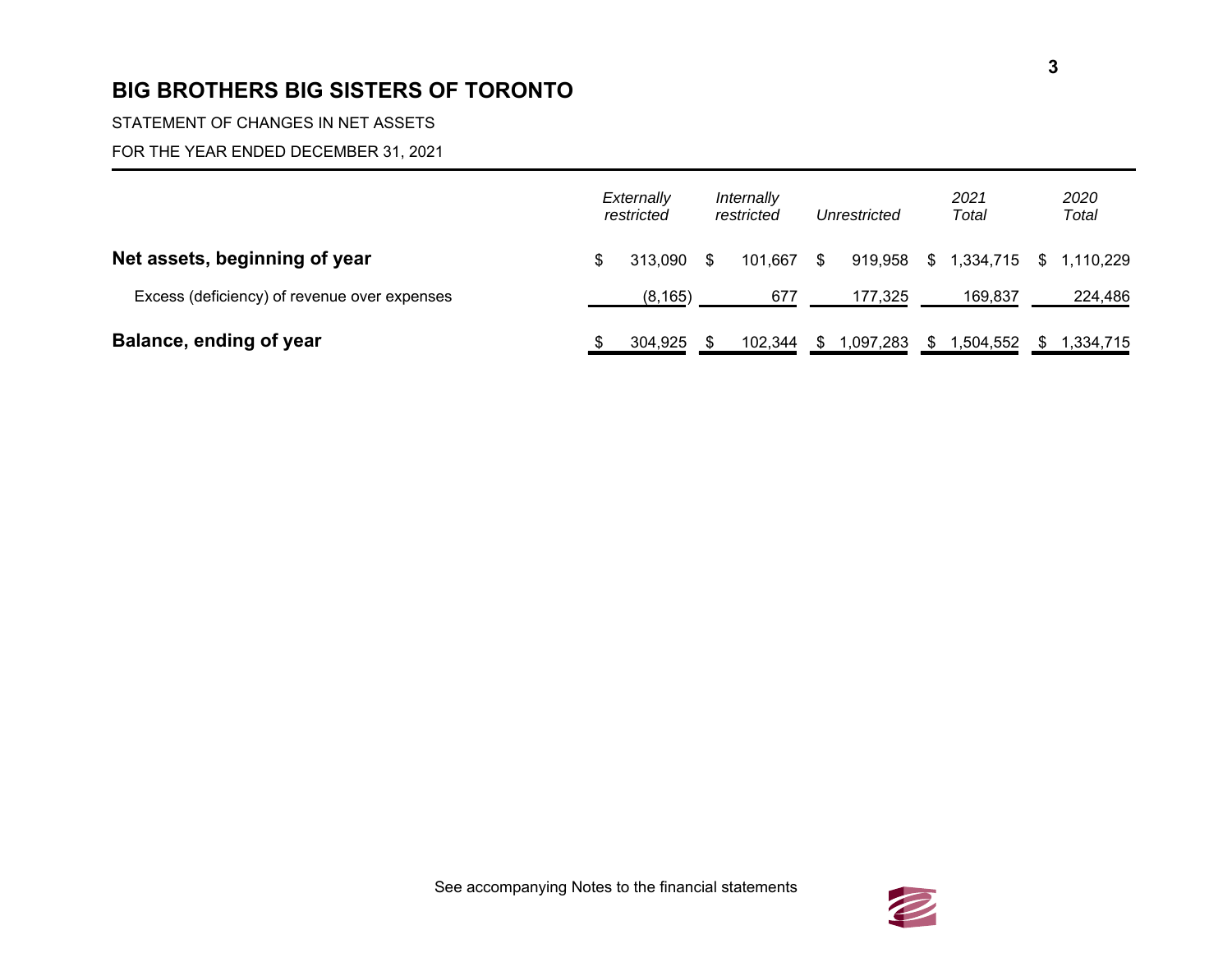# BIG BROTHERS BIG SISTERS OF TORONTO

STATEMENT OF CHANGES IN NET ASSETS

FOR THE YEAR ENDED DECEMBER 31, 2021

| | *Externally restricted* | *Internally restricted* | *Unrestricted* | *2021 Total* | *2020 Total* |
|---|---|---|---|---|---|
| **Net assets, beginning of year** | $ 313,090 | $ 101,667 | $ 919,958 | $ 1,334,715 | $ 1,110,229 |
| Excess (deficiency) of revenue over expenses | (8,165) | 677 | 177,325 | 169,837 | 224,486 |
| **Balance, ending of year** | $ 304,925 | $ 102,344 | $ 1,097,283 | $ 1,504,552 | $ 1,334,715 |

See accompanying Notes to the financial statements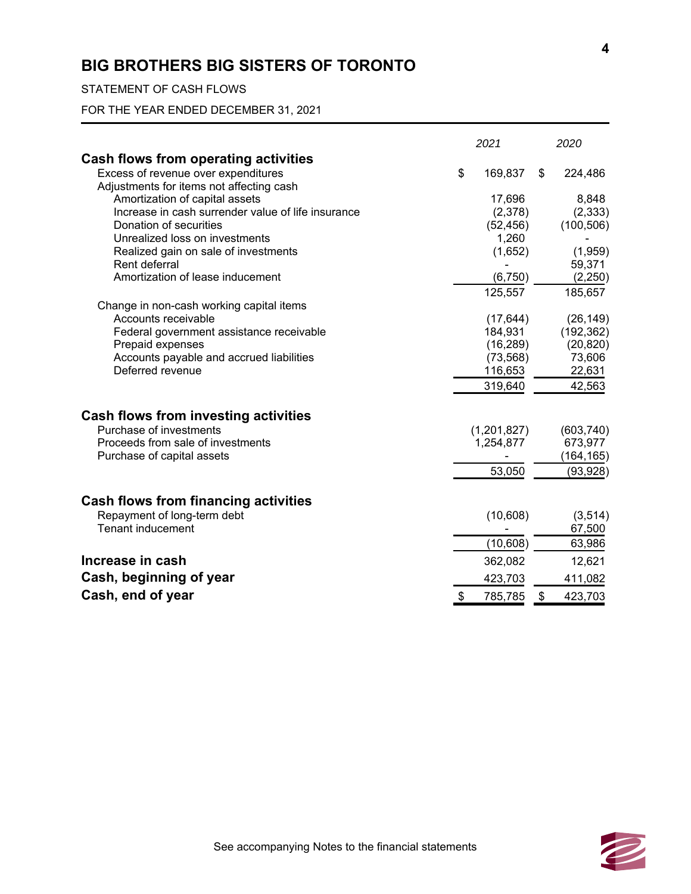# BIG BROTHERS BIG SISTERS OF TORONTO

STATEMENT OF CASH FLOWS

FOR THE YEAR ENDED DECEMBER 31, 2021

| | *2021* | *2020* |
|---|---|---|
| **Cash flows from operating activities** | | |
| Excess of revenue over expenditures | $ 169,837 | $ 224,486 |
| Adjustments for items not affecting cash | | |
| Amortization of capital assets | 17,696 | 8,848 |
| Increase in cash surrender value of life insurance | (2,378) | (2,333) |
| Donation of securities | (52,456) | (100,506) |
| Unrealized loss on investments | 1,260 | - |
| Realized gain on sale of investments | (1,652) | (1,959) |
| Rent deferral | - | 59,371 |
| Amortization of lease inducement | (6,750) | (2,250) |
| | 125,557 | 185,657 |
| Change in non-cash working capital items | | |
| Accounts receivable | (17,644) | (26,149) |
| Federal government assistance receivable | 184,931 | (192,362) |
| Prepaid expenses | (16,289) | (20,820) |
| Accounts payable and accrued liabilities | (73,568) | 73,606 |
| Deferred revenue | 116,653 | 22,631 |
| | 319,640 | 42,563 |
| **Cash flows from investing activities** | | |
| Purchase of investments | (1,201,827) | (603,740) |
| Proceeds from sale of investments | 1,254,877 | 673,977 |
| Purchase of capital assets | - | (164,165) |
| | 53,050 | (93,928) |
| **Cash flows from financing activities** | | |
| Repayment of long-term debt | (10,608) | (3,514) |
| Tenant inducement | - | 67,500 |
| | (10,608) | 63,986 |
| **Increase in cash** | 362,082 | 12,621 |
| **Cash, beginning of year** | 423,703 | 411,082 |
| **Cash, end of year** | $ 785,785 | $ 423,703 |

See accompanying Notes to the financial statements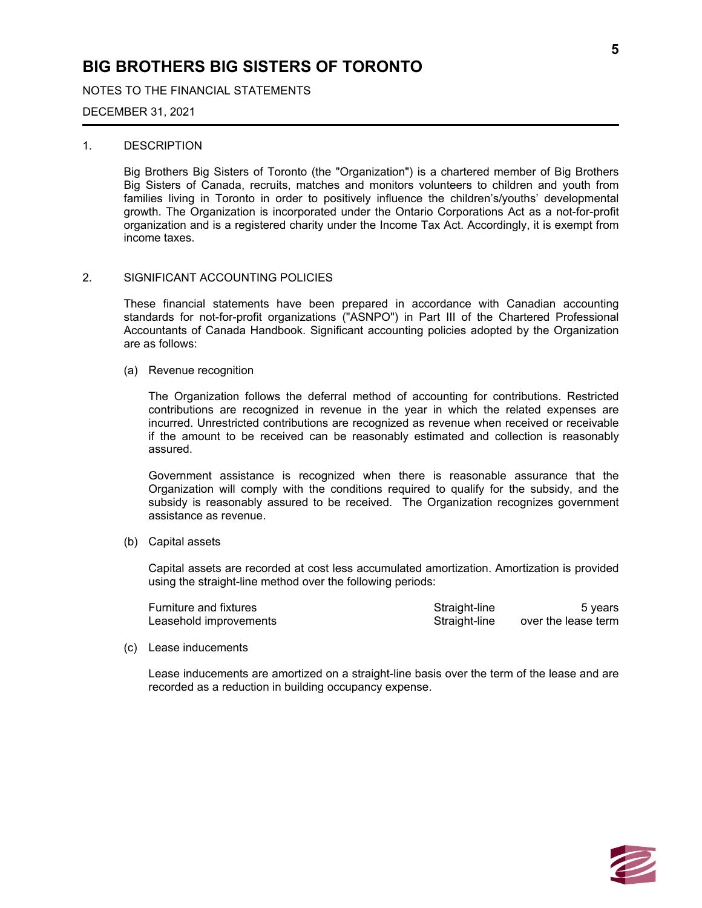# BIG BROTHERS BIG SISTERS OF TORONTO

NOTES TO THE FINANCIAL STATEMENTS

DECEMBER 31, 2021

1. DESCRIPTION

Big Brothers Big Sisters of Toronto (the "Organization") is a chartered member of Big Brothers Big Sisters of Canada, recruits, matches and monitors volunteers to children and youth from families living in Toronto in order to positively influence the children's/youths' developmental growth. The Organization is incorporated under the Ontario Corporations Act as a not-for-profit organization and is a registered charity under the Income Tax Act. Accordingly, it is exempt from income taxes.

2. SIGNIFICANT ACCOUNTING POLICIES

These financial statements have been prepared in accordance with Canadian accounting standards for not-for-profit organizations ("ASNPO") in Part III of the Chartered Professional Accountants of Canada Handbook. Significant accounting policies adopted by the Organization are as follows:

(a) Revenue recognition

The Organization follows the deferral method of accounting for contributions. Restricted contributions are recognized in revenue in the year in which the related expenses are incurred. Unrestricted contributions are recognized as revenue when received or receivable if the amount to be received can be reasonably estimated and collection is reasonably assured.

Government assistance is recognized when there is reasonable assurance that the Organization will comply with the conditions required to qualify for the subsidy, and the subsidy is reasonably assured to be received. The Organization recognizes government assistance as revenue.

(b) Capital assets

Capital assets are recorded at cost less accumulated amortization. Amortization is provided using the straight-line method over the following periods:

| | | |
|---|---|---|
| Furniture and fixtures | Straight-line | 5 years |
| Leasehold improvements | Straight-line | over the lease term |

(c) Lease inducements

Lease inducements are amortized on a straight-line basis over the term of the lease and are recorded as a reduction in building occupancy expense.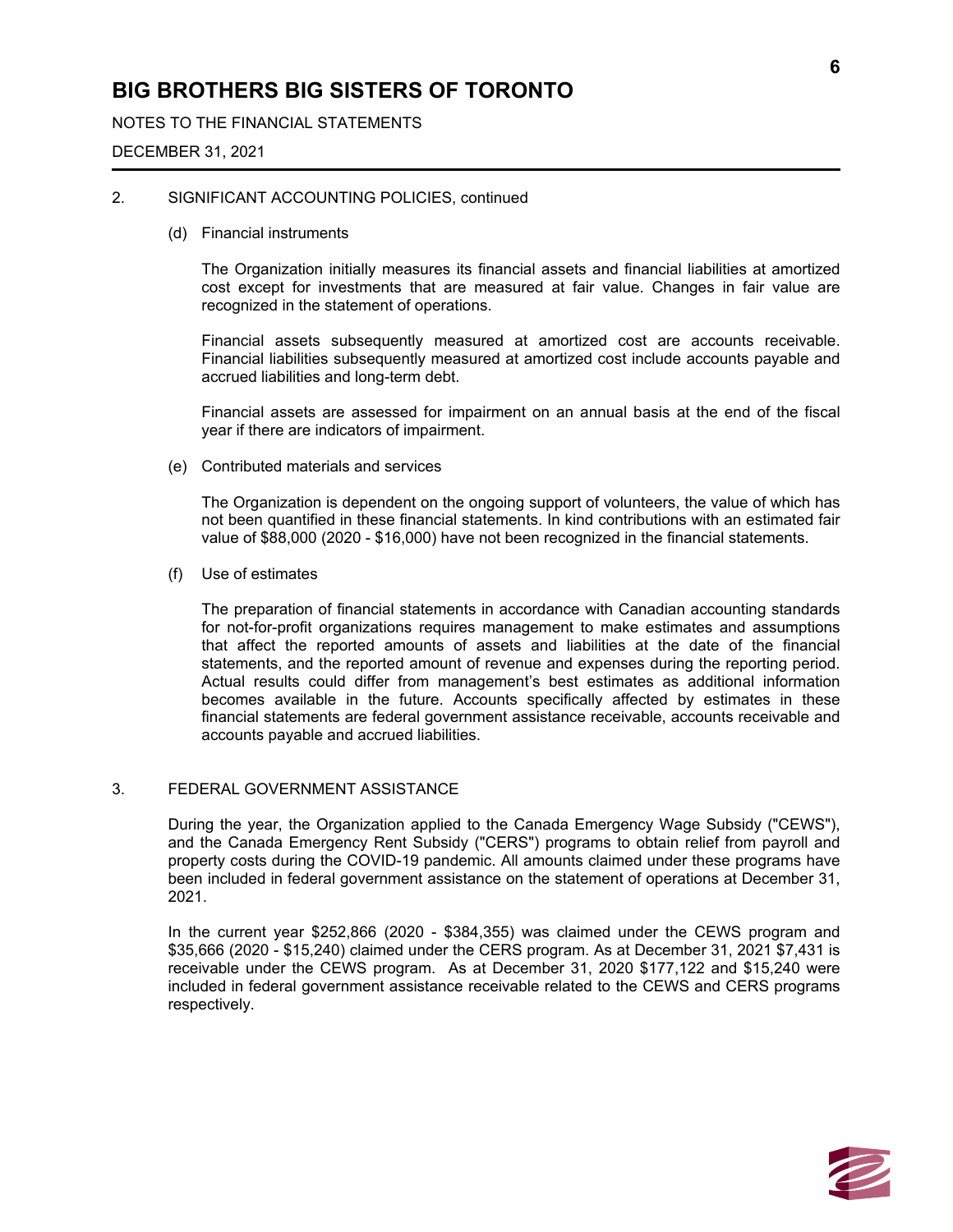# BIG BROTHERS BIG SISTERS OF TORONTO

NOTES TO THE FINANCIAL STATEMENTS

DECEMBER 31, 2021

2. SIGNIFICANT ACCOUNTING POLICIES, continued

(d) Financial instruments

The Organization initially measures its financial assets and financial liabilities at amortized cost except for investments that are measured at fair value. Changes in fair value are recognized in the statement of operations.

Financial assets subsequently measured at amortized cost are accounts receivable. Financial liabilities subsequently measured at amortized cost include accounts payable and accrued liabilities and long-term debt.

Financial assets are assessed for impairment on an annual basis at the end of the fiscal year if there are indicators of impairment.

(e) Contributed materials and services

The Organization is dependent on the ongoing support of volunteers, the value of which has not been quantified in these financial statements. In kind contributions with an estimated fair value of $88,000 (2020 - $16,000) have not been recognized in the financial statements.

(f) Use of estimates

The preparation of financial statements in accordance with Canadian accounting standards for not-for-profit organizations requires management to make estimates and assumptions that affect the reported amounts of assets and liabilities at the date of the financial statements, and the reported amount of revenue and expenses during the reporting period. Actual results could differ from management's best estimates as additional information becomes available in the future. Accounts specifically affected by estimates in these financial statements are federal government assistance receivable, accounts receivable and accounts payable and accrued liabilities.

3. FEDERAL GOVERNMENT ASSISTANCE

During the year, the Organization applied to the Canada Emergency Wage Subsidy ("CEWS"), and the Canada Emergency Rent Subsidy ("CERS") programs to obtain relief from payroll and property costs during the COVID-19 pandemic. All amounts claimed under these programs have been included in federal government assistance on the statement of operations at December 31, 2021.

In the current year $252,866 (2020 - $384,355) was claimed under the CEWS program and $35,666 (2020 - $15,240) claimed under the CERS program. As at December 31, 2021 $7,431 is receivable under the CEWS program. As at December 31, 2020 $177,122 and $15,240 were included in federal government assistance receivable related to the CEWS and CERS programs respectively.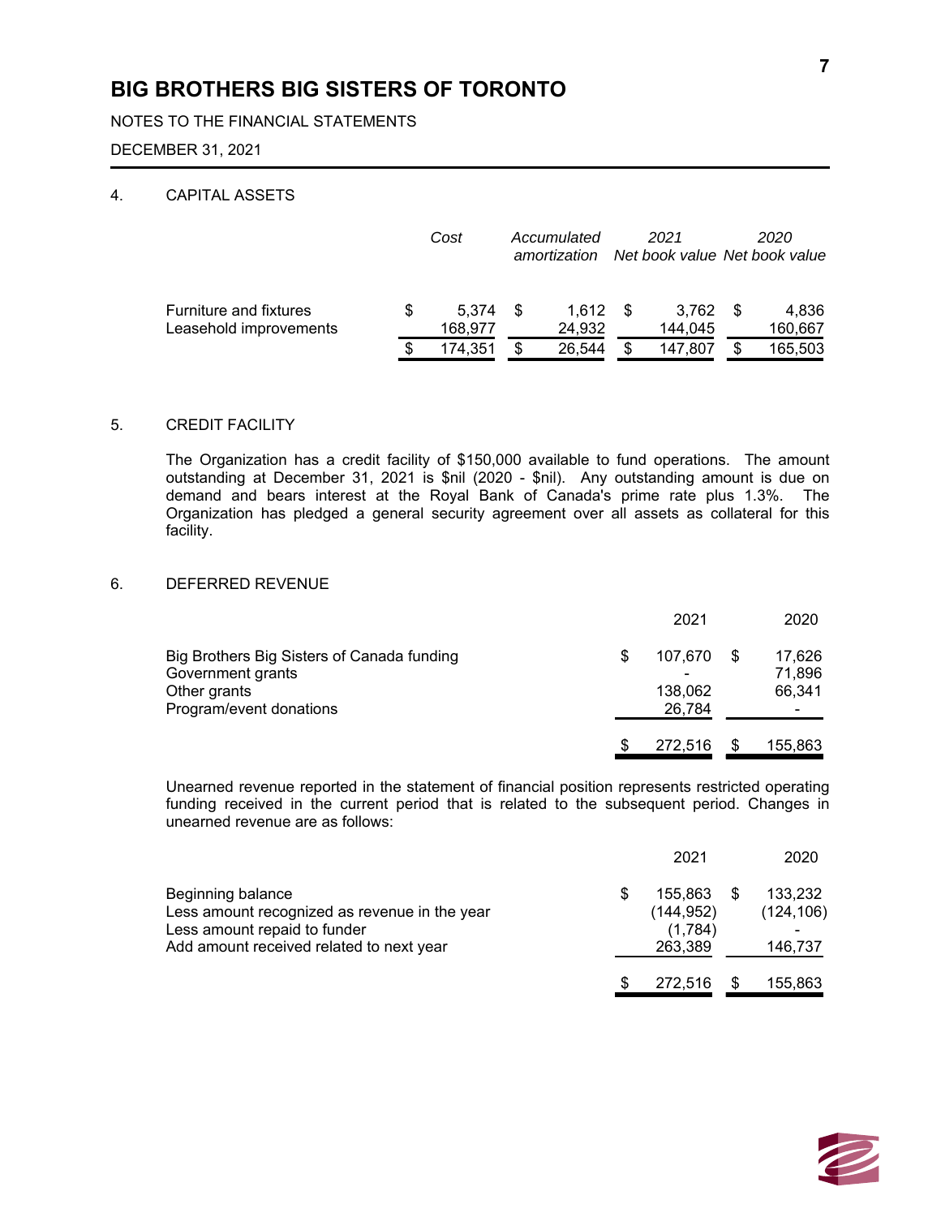# BIG BROTHERS BIG SISTERS OF TORONTO

NOTES TO THE FINANCIAL STATEMENTS

DECEMBER 31, 2021

## 4. CAPITAL ASSETS

| | *Cost* | *Accumulated amortization* | *2021 Net book value* | *2020 Net book value* |
|---|---|---|---|---|
| Furniture and fixtures | $ 5,374 | $ 1,612 | $ 3,762 | $ 4,836 |
| Leasehold improvements | 168,977 | 24,932 | 144,045 | 160,667 |
| | $ 174,351 | $ 26,544 | $ 147,807 | $ 165,503 |

## 5. CREDIT FACILITY

The Organization has a credit facility of $150,000 available to fund operations. The amount outstanding at December 31, 2021 is $nil (2020 - $nil). Any outstanding amount is due on demand and bears interest at the Royal Bank of Canada's prime rate plus 1.3%. The Organization has pledged a general security agreement over all assets as collateral for this facility.

## 6. DEFERRED REVENUE

| | 2021 | 2020 |
|---|---|---|
| Big Brothers Big Sisters of Canada funding | $ 107,670 | $ 17,626 |
| Government grants | - | 71,896 |
| Other grants | 138,062 | 66,341 |
| Program/event donations | 26,784 | - |
| | $ 272,516 | $ 155,863 |

Unearned revenue reported in the statement of financial position represents restricted operating funding received in the current period that is related to the subsequent period. Changes in unearned revenue are as follows:

| | 2021 | 2020 |
|---|---|---|
| Beginning balance | $ 155,863 | $ 133,232 |
| Less amount recognized as revenue in the year | (144,952) | (124,106) |
| Less amount repaid to funder | (1,784) | - |
| Add amount received related to next year | 263,389 | 146,737 |
| | $ 272,516 | $ 155,863 |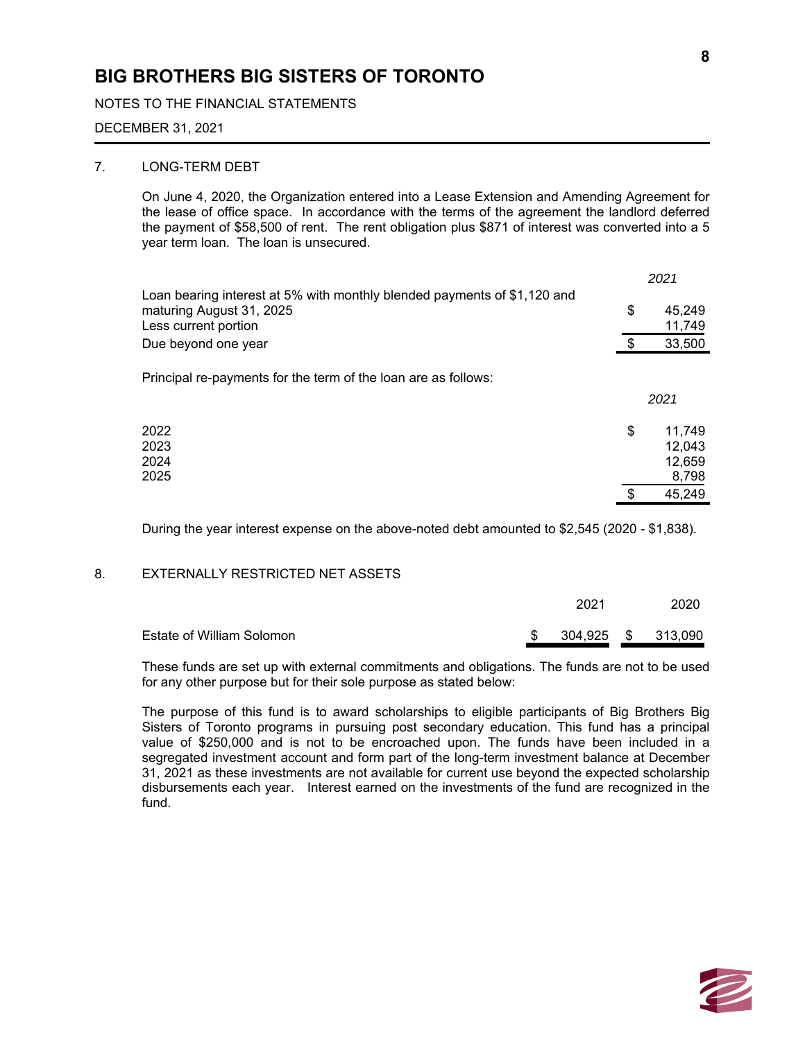# BIG BROTHERS BIG SISTERS OF TORONTO

NOTES TO THE FINANCIAL STATEMENTS

DECEMBER 31, 2021

## 7. LONG-TERM DEBT

On June 4, 2020, the Organization entered into a Lease Extension and Amending Agreement for the lease of office space. In accordance with the terms of the agreement the landlord deferred the payment of $58,500 of rent. The rent obligation plus $871 of interest was converted into a 5 year term loan. The loan is unsecured.

| | *2021* |
|---|---|
| Loan bearing interest at 5% with monthly blended payments of $1,120 and maturing August 31, 2025 | $ 45,249 |
| Less current portion | 11,749 |
| Due beyond one year | $ 33,500 |

Principal re-payments for the term of the loan are as follows:

| | *2021* |
|---|---|
| 2022 | $ 11,749 |
| 2023 | 12,043 |
| 2024 | 12,659 |
| 2025 | 8,798 |
| | $ 45,249 |

During the year interest expense on the above-noted debt amounted to $2,545 (2020 - $1,838).

## 8. EXTERNALLY RESTRICTED NET ASSETS

| | 2021 | 2020 |
|---|---|---|
| Estate of William Solomon | $ 304,925 | $ 313,090 |

These funds are set up with external commitments and obligations. The funds are not to be used for any other purpose but for their sole purpose as stated below:

The purpose of this fund is to award scholarships to eligible participants of Big Brothers Big Sisters of Toronto programs in pursuing post secondary education. This fund has a principal value of $250,000 and is not to be encroached upon. The funds have been included in a segregated investment account and form part of the long-term investment balance at December 31, 2021 as these investments are not available for current use beyond the expected scholarship disbursements each year. Interest earned on the investments of the fund are recognized in the fund.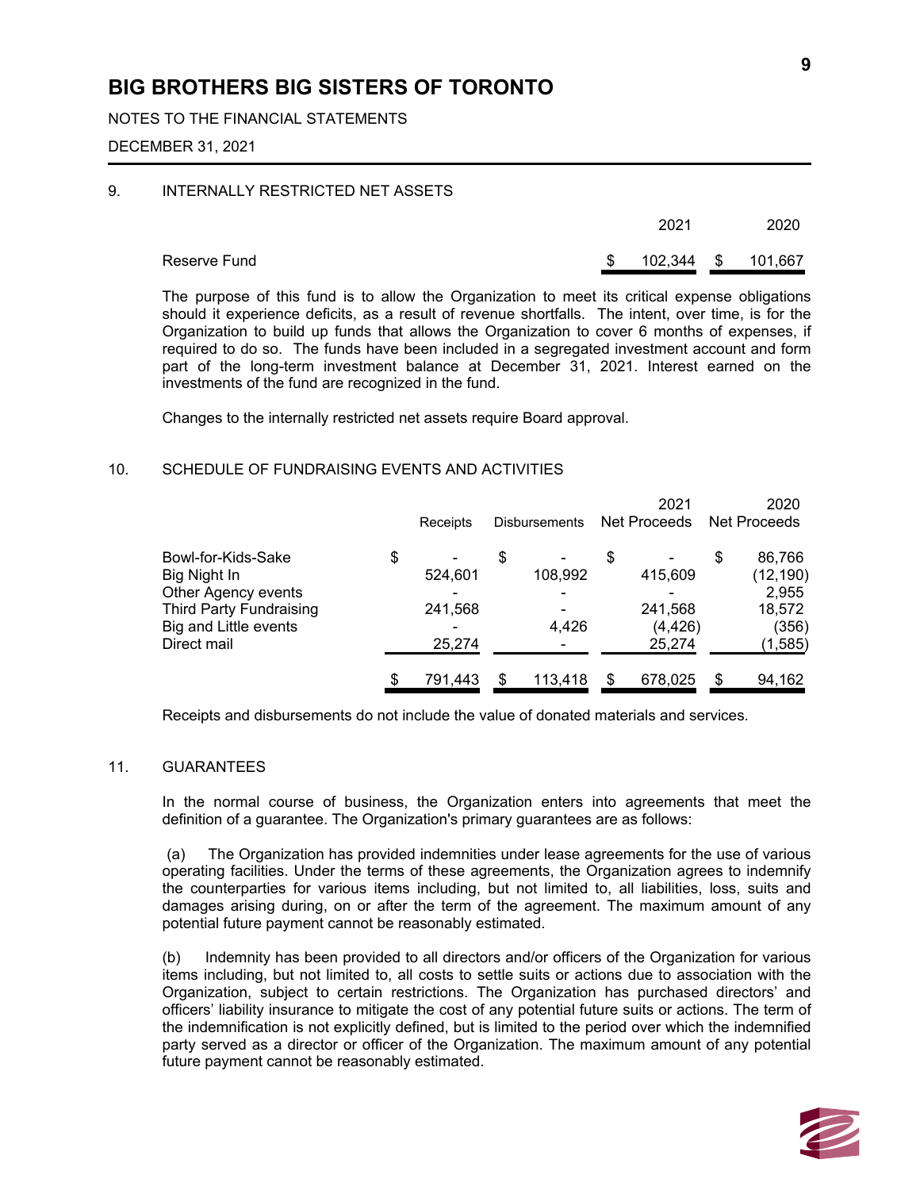# BIG BROTHERS BIG SISTERS OF TORONTO

NOTES TO THE FINANCIAL STATEMENTS

DECEMBER 31, 2021

## 9. INTERNALLY RESTRICTED NET ASSETS

| | 2021 | 2020 |
|---|---|---|
| Reserve Fund | $ 102,344 | $ 101,667 |

The purpose of this fund is to allow the Organization to meet its critical expense obligations should it experience deficits, as a result of revenue shortfalls. The intent, over time, is for the Organization to build up funds that allows the Organization to cover 6 months of expenses, if required to do so. The funds have been included in a segregated investment account and form part of the long-term investment balance at December 31, 2021. Interest earned on the investments of the fund are recognized in the fund.

Changes to the internally restricted net assets require Board approval.

## 10. SCHEDULE OF FUNDRAISING EVENTS AND ACTIVITIES

| | Receipts | Disbursements | 2021 Net Proceeds | 2020 Net Proceeds |
|---|---|---|---|---|
| Bowl-for-Kids-Sake | $ - | $ - | $ - | $ 86,766 |
| Big Night In | 524,601 | 108,992 | 415,609 | (12,190) |
| Other Agency events | - | - | - | 2,955 |
| Third Party Fundraising | 241,568 | - | 241,568 | 18,572 |
| Big and Little events | - | 4,426 | (4,426) | (356) |
| Direct mail | 25,274 | - | 25,274 | (1,585) |
| | $ 791,443 | $ 113,418 | $ 678,025 | $ 94,162 |

Receipts and disbursements do not include the value of donated materials and services.

## 11. GUARANTEES

In the normal course of business, the Organization enters into agreements that meet the definition of a guarantee. The Organization's primary guarantees are as follows:

(a) The Organization has provided indemnities under lease agreements for the use of various operating facilities. Under the terms of these agreements, the Organization agrees to indemnify the counterparties for various items including, but not limited to, all liabilities, loss, suits and damages arising during, on or after the term of the agreement. The maximum amount of any potential future payment cannot be reasonably estimated.

(b) Indemnity has been provided to all directors and/or officers of the Organization for various items including, but not limited to, all costs to settle suits or actions due to association with the Organization, subject to certain restrictions. The Organization has purchased directors' and officers' liability insurance to mitigate the cost of any potential future suits or actions. The term of the indemnification is not explicitly defined, but is limited to the period over which the indemnified party served as a director or officer of the Organization. The maximum amount of any potential future payment cannot be reasonably estimated.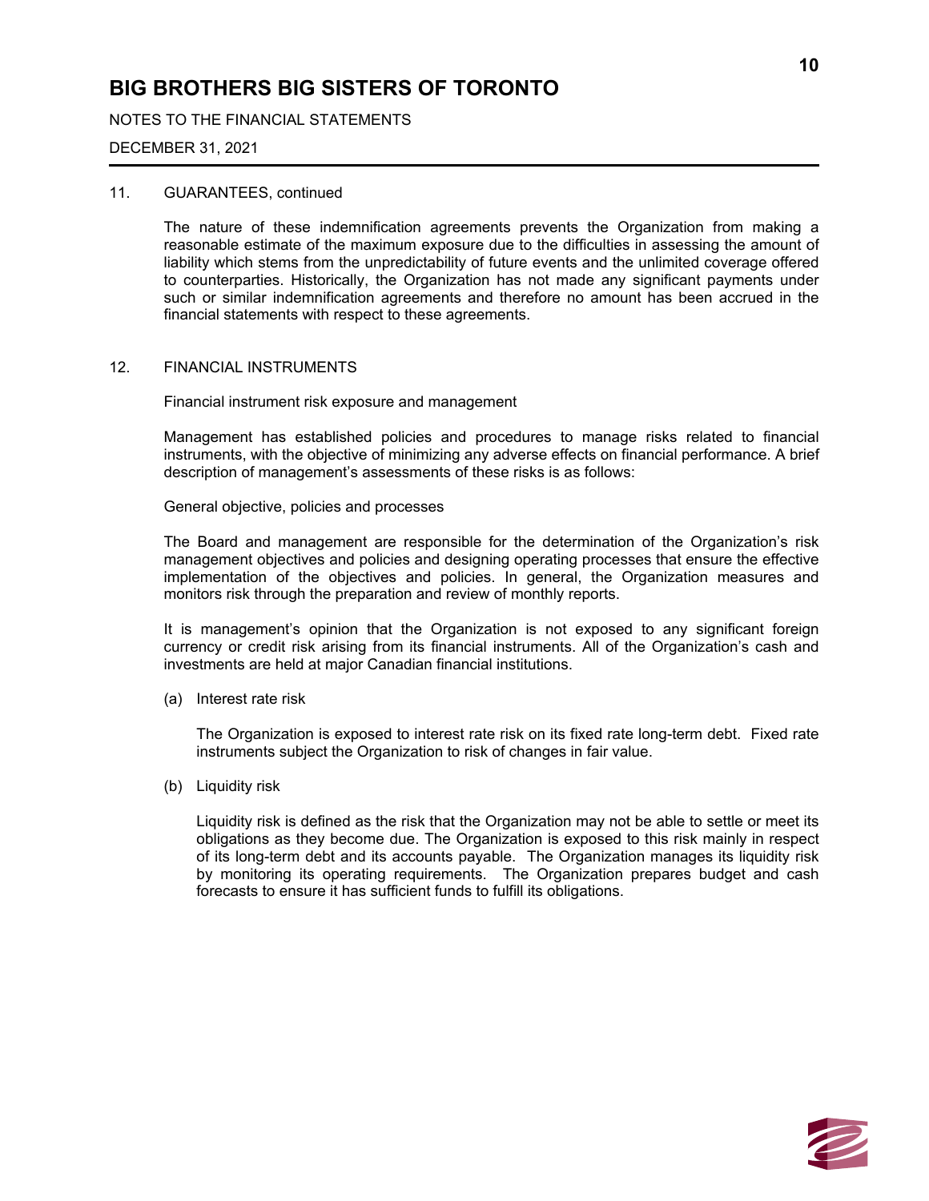# BIG BROTHERS BIG SISTERS OF TORONTO

NOTES TO THE FINANCIAL STATEMENTS

DECEMBER 31, 2021

11. GUARANTEES, continued

The nature of these indemnification agreements prevents the Organization from making a reasonable estimate of the maximum exposure due to the difficulties in assessing the amount of liability which stems from the unpredictability of future events and the unlimited coverage offered to counterparties. Historically, the Organization has not made any significant payments under such or similar indemnification agreements and therefore no amount has been accrued in the financial statements with respect to these agreements.

12. FINANCIAL INSTRUMENTS

Financial instrument risk exposure and management

Management has established policies and procedures to manage risks related to financial instruments, with the objective of minimizing any adverse effects on financial performance. A brief description of management's assessments of these risks is as follows:

General objective, policies and processes

The Board and management are responsible for the determination of the Organization's risk management objectives and policies and designing operating processes that ensure the effective implementation of the objectives and policies. In general, the Organization measures and monitors risk through the preparation and review of monthly reports.

It is management's opinion that the Organization is not exposed to any significant foreign currency or credit risk arising from its financial instruments. All of the Organization's cash and investments are held at major Canadian financial institutions.

(a) Interest rate risk

The Organization is exposed to interest rate risk on its fixed rate long-term debt. Fixed rate instruments subject the Organization to risk of changes in fair value.

(b) Liquidity risk

Liquidity risk is defined as the risk that the Organization may not be able to settle or meet its obligations as they become due. The Organization is exposed to this risk mainly in respect of its long-term debt and its accounts payable. The Organization manages its liquidity risk by monitoring its operating requirements. The Organization prepares budget and cash forecasts to ensure it has sufficient funds to fulfill its obligations.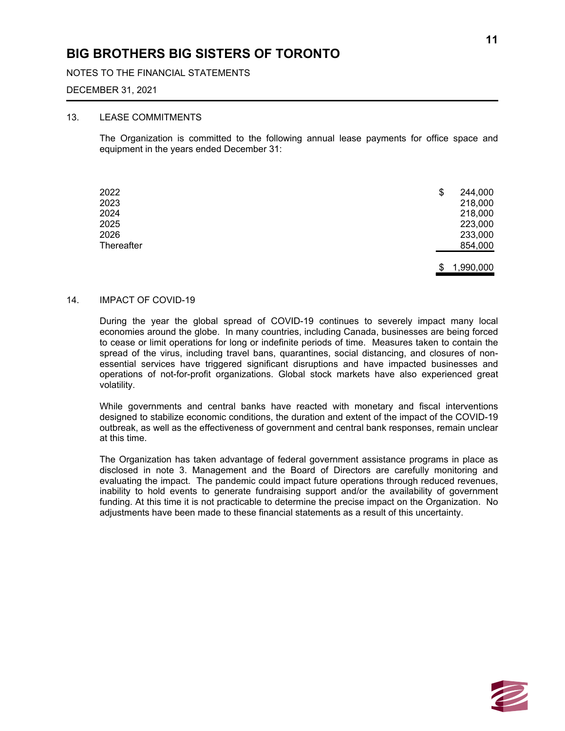# BIG BROTHERS BIG SISTERS OF TORONTO

NOTES TO THE FINANCIAL STATEMENTS

DECEMBER 31, 2021

13. LEASE COMMITMENTS

The Organization is committed to the following annual lease payments for office space and equipment in the years ended December 31:

| | |
|---|---|
| 2022 | $ 244,000 |
| 2023 | 218,000 |
| 2024 | 218,000 |
| 2025 | 223,000 |
| 2026 | 233,000 |
| Thereafter | 854,000 |
| | $ 1,990,000 |

14. IMPACT OF COVID-19

During the year the global spread of COVID-19 continues to severely impact many local economies around the globe. In many countries, including Canada, businesses are being forced to cease or limit operations for long or indefinite periods of time. Measures taken to contain the spread of the virus, including travel bans, quarantines, social distancing, and closures of non-essential services have triggered significant disruptions and have impacted businesses and operations of not-for-profit organizations. Global stock markets have also experienced great volatility.

While governments and central banks have reacted with monetary and fiscal interventions designed to stabilize economic conditions, the duration and extent of the impact of the COVID-19 outbreak, as well as the effectiveness of government and central bank responses, remain unclear at this time.

The Organization has taken advantage of federal government assistance programs in place as disclosed in note 3. Management and the Board of Directors are carefully monitoring and evaluating the impact. The pandemic could impact future operations through reduced revenues, inability to hold events to generate fundraising support and/or the availability of government funding. At this time it is not practicable to determine the precise impact on the Organization. No adjustments have been made to these financial statements as a result of this uncertainty.